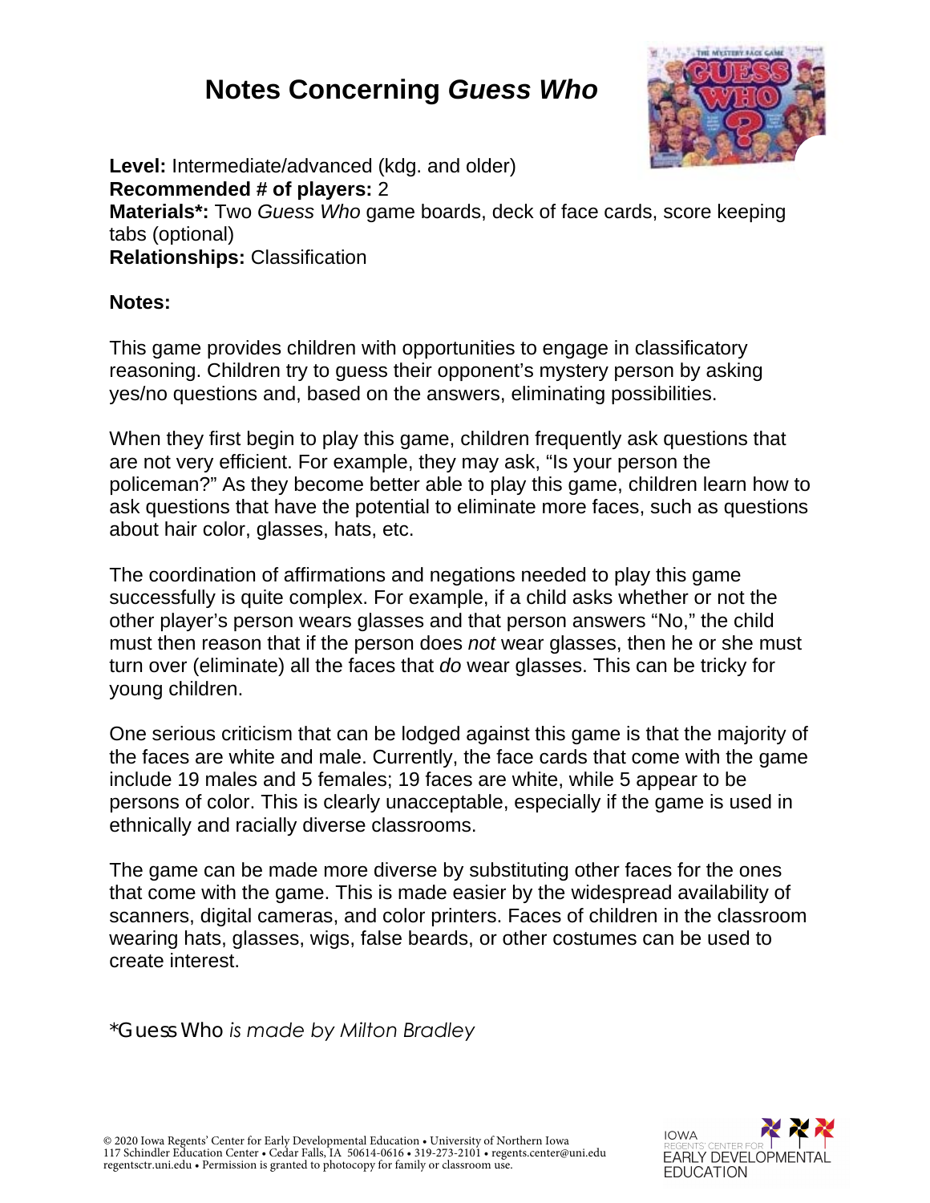# Notes Concerning *Guess Who*

**Level:** Intermediate/advanced (kdg. and older)
**Recommended # of players:** 2
**Materials*:** Two *Guess Who* game boards, deck of face cards, score keeping tabs (optional)
**Relationships:** Classification

**Notes:**

This game provides children with opportunities to engage in classificatory reasoning. Children try to guess their opponent's mystery person by asking yes/no questions and, based on the answers, eliminating possibilities.

When they first begin to play this game, children frequently ask questions that are not very efficient. For example, they may ask, "Is your person the policeman?" As they become better able to play this game, children learn how to ask questions that have the potential to eliminate more faces, such as questions about hair color, glasses, hats, etc.

The coordination of affirmations and negations needed to play this game successfully is quite complex. For example, if a child asks whether or not the other player's person wears glasses and that person answers "No," the child must then reason that if the person does *not* wear glasses, then he or she must turn over (eliminate) all the faces that *do* wear glasses. This can be tricky for young children.

One serious criticism that can be lodged against this game is that the majority of the faces are white and male. Currently, the face cards that come with the game include 19 males and 5 females; 19 faces are white, while 5 appear to be persons of color. This is clearly unacceptable, especially if the game is used in ethnically and racially diverse classrooms.

The game can be made more diverse by substituting other faces for the ones that come with the game. This is made easier by the widespread availability of scanners, digital cameras, and color printers. Faces of children in the classroom wearing hats, glasses, wigs, false beards, or other costumes can be used to create interest.

*Guess Who *is made by Milton Bradley*

© 2020 Iowa Regents' Center for Early Developmental Education • University of Northern Iowa
117 Schindler Education Center • Cedar Falls, IA 50614-0616 • 319-273-2101 • regents.center@uni.edu
regentsctr.uni.edu • Permission is granted to photocopy for family or classroom use.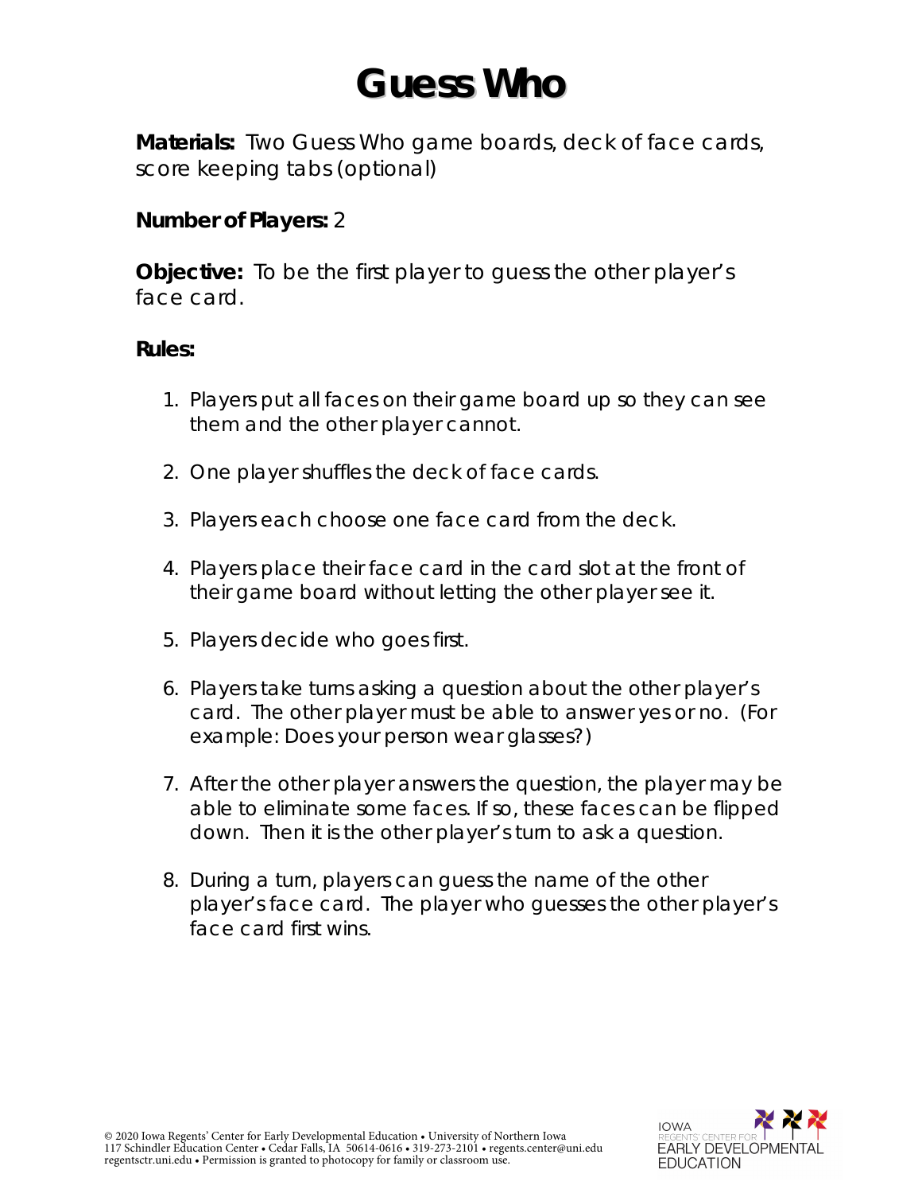# Guess Who

**Materials:** Two Guess Who game boards, deck of face cards, score keeping tabs (optional)

**Number of Players:** 2

**Objective:** To be the first player to guess the other player's face card.

**Rules:**

1. Players put all faces on their game board up so they can see them and the other player cannot.
2. One player shuffles the deck of face cards.
3. Players each choose one face card from the deck.
4. Players place their face card in the card slot at the front of their game board without letting the other player see it.
5. Players decide who goes first.
6. Players take turns asking a question about the other player's card. The other player must be able to answer yes or no. (For example: Does your person wear glasses?)
7. After the other player answers the question, the player may be able to eliminate some faces. If so, these faces can be flipped down. Then it is the other player's turn to ask a question.
8. During a turn, players can guess the name of the other player's face card. The player who guesses the other player's face card first wins.

© 2020 Iowa Regents' Center for Early Developmental Education • University of Northern Iowa
117 Schindler Education Center • Cedar Falls, IA 50614-0616 • 319-273-2101 • regents.center@uni.edu
regentsctr.uni.edu • Permission is granted to photocopy for family or classroom use.

IOWA REGENTS' CENTER FOR EARLY DEVELOPMENTAL EDUCATION